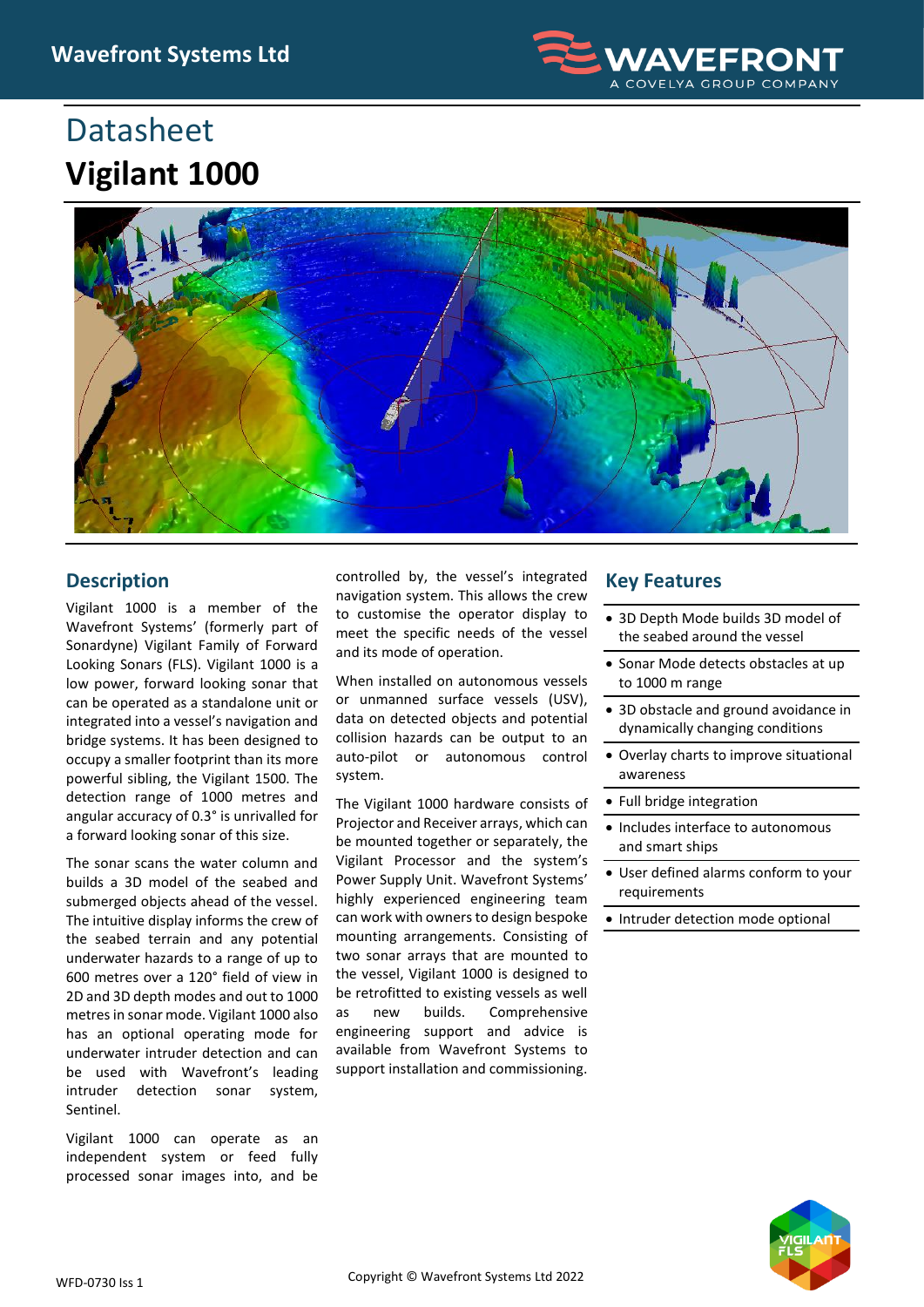# Datasheet

# Vigilant 1000

## Description

Vigilant 1000 is a member of the Wavefront Systems' (formerly part of Sonardyne) Vigilant Family of Forward Looking Sonars (FLS). Vigilant 1000 is a low power, forward looking sonar that can be operated as a standalone unit or integrated into a vessel's navigation and bridge systems. It has been designed to occupy a smaller footprint than its more powerful sibling, the Vigilant 1500. The detection range of 1000 metres and angular accuracy of 0.3° is unrivalled for a forward looking sonar of this size.

The sonar scans the water column and builds a 3D model of the seabed and submerged objects ahead of the vessel. The intuitive display informs the crew of the seabed terrain and any potential underwater hazards to a range of up to 600 metres over a 120° field of view in 2D and 3D depth modes and out to 1000 metres in sonar mode. Vigilant 1000 also has an optional operating mode for underwater intruder detection and can be used with Wavefront's leading intruder detection sonar system, Sentinel.

Vigilant 1000 can operate as an independent system or feed fully processed sonar images into, and be controlled by, the vessel's integrated navigation system. This allows the crew to customise the operator display to meet the specific needs of the vessel and its mode of operation.

When installed on autonomous vessels or unmanned surface vessels (USV), data on detected objects and potential collision hazards can be output to an auto-pilot or autonomous control system.

The Vigilant 1000 hardware consists of Projector and Receiver arrays, which can be mounted together or separately, the Vigilant Processor and the system's Power Supply Unit. Wavefront Systems' highly experienced engineering team can work with owners to design bespoke mounting arrangements. Consisting of two sonar arrays that are mounted to the vessel, Vigilant 1000 is designed to be retrofitted to existing vessels as well as new builds. Comprehensive engineering support and advice is available from Wavefront Systems to support installation and commissioning.

## Key Features

- 3D Depth Mode builds 3D model of the seabed around the vessel
- Sonar Mode detects obstacles at up to 1000 m range
- 3D obstacle and ground avoidance in dynamically changing conditions
- Overlay charts to improve situational awareness
- Full bridge integration
- Includes interface to autonomous and smart ships
- User defined alarms conform to your requirements
- Intruder detection mode optional

WFD-0730 Iss 1

Copyright © Wavefront Systems Ltd 2022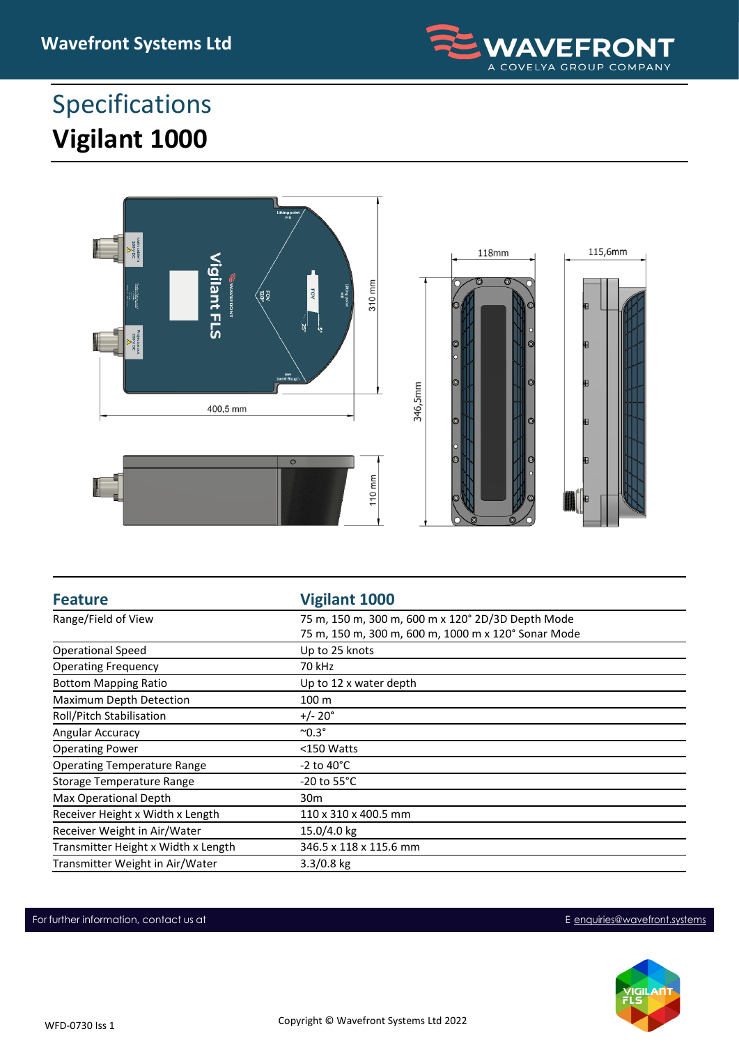# Specifications

# Vigilant 1000

| Feature | Vigilant 1000 |
|---|---|
| Range/Field of View | 75 m, 150 m, 300 m, 600 m x 120° 2D/3D Depth Mode<br>75 m, 150 m, 300 m, 600 m, 1000 m x 120° Sonar Mode |
| Operational Speed | Up to 25 knots |
| Operating Frequency | 70 kHz |
| Bottom Mapping Ratio | Up to 12 x water depth |
| Maximum Depth Detection | 100 m |
| Roll/Pitch Stabilisation | +/- 20° |
| Angular Accuracy | ~0.3° |
| Operating Power | <150 Watts |
| Operating Temperature Range | -2 to 40°C |
| Storage Temperature Range | -20 to 55°C |
| Max Operational Depth | 30m |
| Receiver Height x Width x Length | 110 x 310 x 400.5 mm |
| Receiver Weight in Air/Water | 15.0/4.0 kg |
| Transmitter Height x Width x Length | 346.5 x 118 x 115.6 mm |
| Transmitter Weight in Air/Water | 3.3/0.8 kg |

For further information, contact us at E enquiries@wavefront.systems

WFD-0730 Iss 1

Copyright © Wavefront Systems Ltd 2022